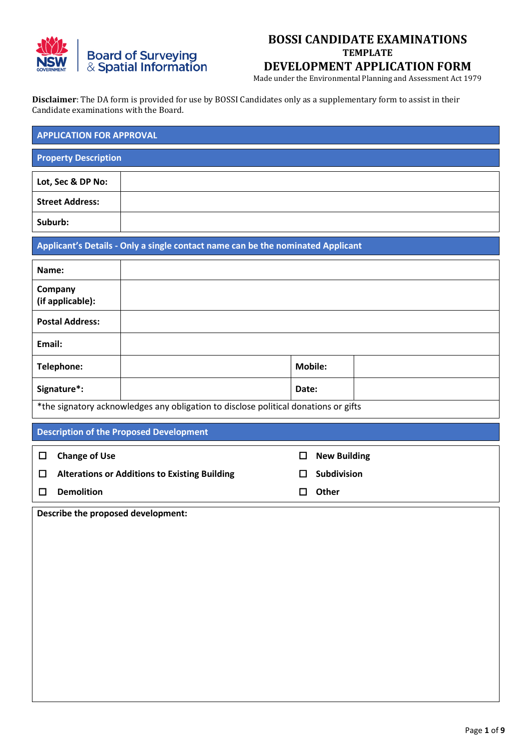Board of Surveying & Spatial Information

# BOSSI CANDIDATE EXAMINATIONS

**TEMPLATE**

# DEVELOPMENT APPLICATION FORM

Made under the Environmental Planning and Assessment Act 1979

**Disclaimer**: The DA form is provided for use by BOSSI Candidates only as a supplementary form to assist in their Candidate examinations with the Board.

## APPLICATION FOR APPROVAL

### Property Description

| | |
|---|---|
| **Lot, Sec & DP No:** | |
| **Street Address:** | |
| **Suburb:** | |

### Applicant's Details - Only a single contact name can be the nominated Applicant

| | | | |
|---|---|---|---|
| **Name:** | | | |
| **Company (if applicable):** | | | |
| **Postal Address:** | | | |
| **Email:** | | | |
| **Telephone:** | | **Mobile:** | |
| **Signature*:** | | **Date:** | |

*the signatory acknowledges any obligation to disclose political donations or gifts

### Description of the Proposed Development

- ☐ **Change of Use**
- ☐ **Alterations or Additions to Existing Building**
- ☐ **Demolition**
- ☐ **New Building**
- ☐ **Subdivision**
- ☐ **Other**

**Describe the proposed development:**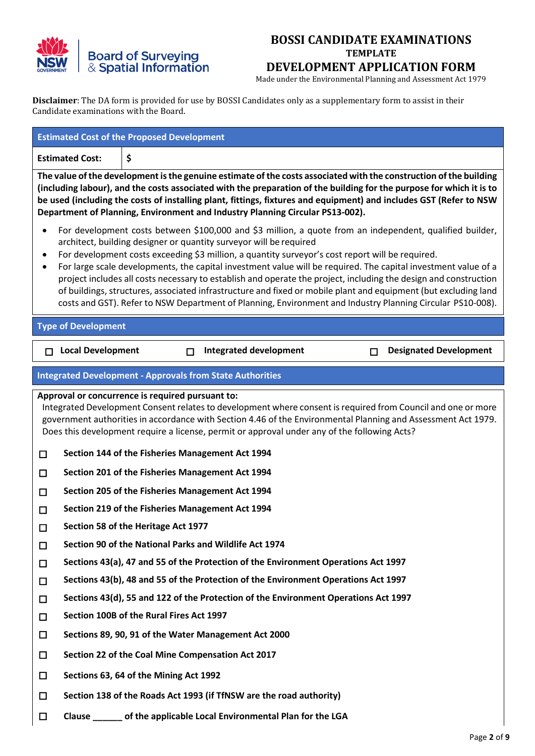**BOSSI CANDIDATE EXAMINATIONS**

**TEMPLATE**

**DEVELOPMENT APPLICATION FORM**

Made under the Environmental Planning and Assessment Act 1979

**Disclaimer**: The DA form is provided for use by BOSSI Candidates only as a supplementary form to assist in their Candidate examinations with the Board.

## Estimated Cost of the Proposed Development

| **Estimated Cost:** | **$** |
|---|---|

**The value of the development is the genuine estimate of the costs associated with the construction of the building (including labour), and the costs associated with the preparation of the building for the purpose for which it is to be used (including the costs of installing plant, fittings, fixtures and equipment) and includes GST (Refer to NSW Department of Planning, Environment and Industry Planning Circular PS13-002).**

- For development costs between $100,000 and $3 million, a quote from an independent, qualified builder, architect, building designer or quantity surveyor will be required
- For development costs exceeding $3 million, a quantity surveyor's cost report will be required.
- For large scale developments, the capital investment value will be required. The capital investment value of a project includes all costs necessary to establish and operate the project, including the design and construction of buildings, structures, associated infrastructure and fixed or mobile plant and equipment (but excluding land costs and GST). Refer to NSW Department of Planning, Environment and Industry Planning Circular PS10-008).

## Type of Development

☐ **Local Development** ☐ **Integrated development** ☐ **Designated Development**

## Integrated Development - Approvals from State Authorities

**Approval or concurrence is required pursuant to:**

Integrated Development Consent relates to development where consent is required from Council and one or more government authorities in accordance with Section 4.46 of the Environmental Planning and Assessment Act 1979. Does this development require a license, permit or approval under any of the following Acts?

☐ **Section 144 of the Fisheries Management Act 1994**

☐ **Section 201 of the Fisheries Management Act 1994**

☐ **Section 205 of the Fisheries Management Act 1994**

☐ **Section 219 of the Fisheries Management Act 1994**

☐ **Section 58 of the Heritage Act 1977**

☐ **Section 90 of the National Parks and Wildlife Act 1974**

☐ **Sections 43(a), 47 and 55 of the Protection of the Environment Operations Act 1997**

☐ **Sections 43(b), 48 and 55 of the Protection of the Environment Operations Act 1997**

☐ **Sections 43(d), 55 and 122 of the Protection of the Environment Operations Act 1997**

☐ **Section 100B of the Rural Fires Act 1997**

☐ **Sections 89, 90, 91 of the Water Management Act 2000**

☐ **Section 22 of the Coal Mine Compensation Act 2017**

☐ **Sections 63, 64 of the Mining Act 1992**

☐ **Section 138 of the Roads Act 1993 (if TfNSW are the road authority)**

☐ **Clause ______ of the applicable Local Environmental Plan for the LGA**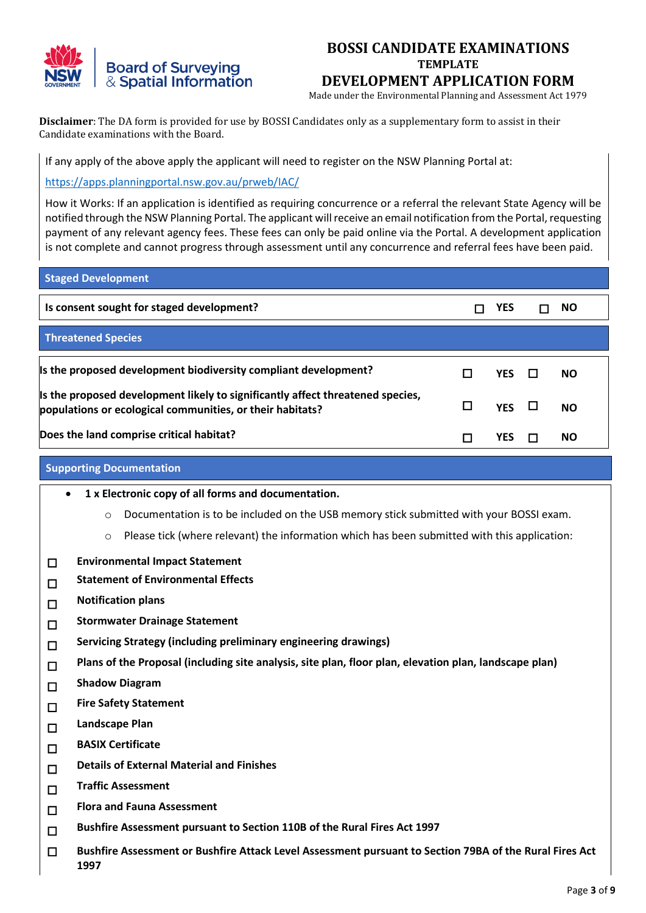# BOSSI CANDIDATE EXAMINATIONS

## TEMPLATE

## DEVELOPMENT APPLICATION FORM

Made under the Environmental Planning and Assessment Act 1979

**Disclaimer**: The DA form is provided for use by BOSSI Candidates only as a supplementary form to assist in their Candidate examinations with the Board.

If any apply of the above apply the applicant will need to register on the NSW Planning Portal at:

https://apps.planningportal.nsw.gov.au/prweb/IAC/

How it Works: If an application is identified as requiring concurrence or a referral the relevant State Agency will be notified through the NSW Planning Portal. The applicant will receive an email notification from the Portal, requesting payment of any relevant agency fees. These fees can only be paid online via the Portal. A development application is not complete and cannot progress through assessment until any concurrence and referral fees have been paid.

### Staged Development

| Question | | |
|---|---|---|
| **Is consent sought for staged development?** | ☐ **YES** | ☐ **NO** |

### Threatened Species

| Question | | |
|---|---|---|
| **Is the proposed development biodiversity compliant development?** | ☐ **YES** | ☐ **NO** |
| **Is the proposed development likely to significantly affect threatened species, populations or ecological communities, or their habitats?** | ☐ **YES** | ☐ **NO** |
| **Does the land comprise critical habitat?** | ☐ **YES** | ☐ **NO** |

### Supporting Documentation

- **1 x Electronic copy of all forms and documentation.**
  - Documentation is to be included on the USB memory stick submitted with your BOSSI exam.
  - Please tick (where relevant) the information which has been submitted with this application:

☐ **Environmental Impact Statement**

☐ **Statement of Environmental Effects**

☐ **Notification plans**

☐ **Stormwater Drainage Statement**

☐ **Servicing Strategy (including preliminary engineering drawings)**

☐ **Plans of the Proposal (including site analysis, site plan, floor plan, elevation plan, landscape plan)**

☐ **Shadow Diagram**

☐ **Fire Safety Statement**

☐ **Landscape Plan**

☐ **BASIX Certificate**

☐ **Details of External Material and Finishes**

☐ **Traffic Assessment**

☐ **Flora and Fauna Assessment**

☐ **Bushfire Assessment pursuant to Section 110B of the Rural Fires Act 1997**

☐ **Bushfire Assessment or Bushfire Attack Level Assessment pursuant to Section 79BA of the Rural Fires Act 1997**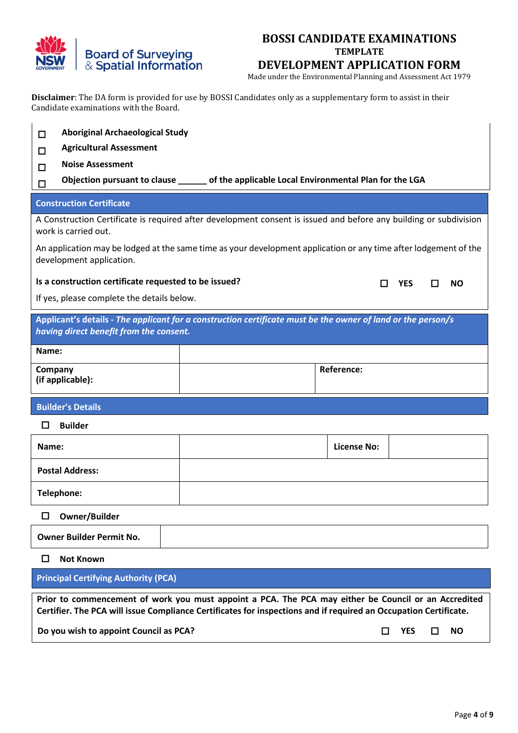# BOSSI CANDIDATE EXAMINATIONS

**TEMPLATE**

# DEVELOPMENT APPLICATION FORM

Made under the Environmental Planning and Assessment Act 1979

**Disclaimer**: The DA form is provided for use by BOSSI Candidates only as a supplementary form to assist in their Candidate examinations with the Board.

- ☐ **Aboriginal Archaeological Study**
- ☐ **Agricultural Assessment**
- ☐ **Noise Assessment**
- ☐ **Objection pursuant to clause ______ of the applicable Local Environmental Plan for the LGA**

## Construction Certificate

A Construction Certificate is required after development consent is issued and before any building or subdivision work is carried out.

An application may be lodged at the same time as your development application or any time after lodgement of the development application.

**Is a construction certificate requested to be issued?** ☐ **YES** ☐ **NO**

If yes, please complete the details below.

## Applicant's details - *The applicant for a construction certificate must be the owner of land or the person/s having direct benefit from the consent.*

| **Name:** | | | |
|---|---|---|---|
| **Company (if applicable):** | | **Reference:** | |

## Builder's Details

☐ **Builder**

| **Name:** | | **License No:** | |
|---|---|---|---|
| **Postal Address:** | | | |
| **Telephone:** | | | |

☐ **Owner/Builder**

| **Owner Builder Permit No.** | |
|---|---|

☐ **Not Known**

## Principal Certifying Authority (PCA)

**Prior to commencement of work you must appoint a PCA. The PCA may either be Council or an Accredited Certifier. The PCA will issue Compliance Certificates for inspections and if required an Occupation Certificate.**

**Do you wish to appoint Council as PCA?** ☐ **YES** ☐ **NO**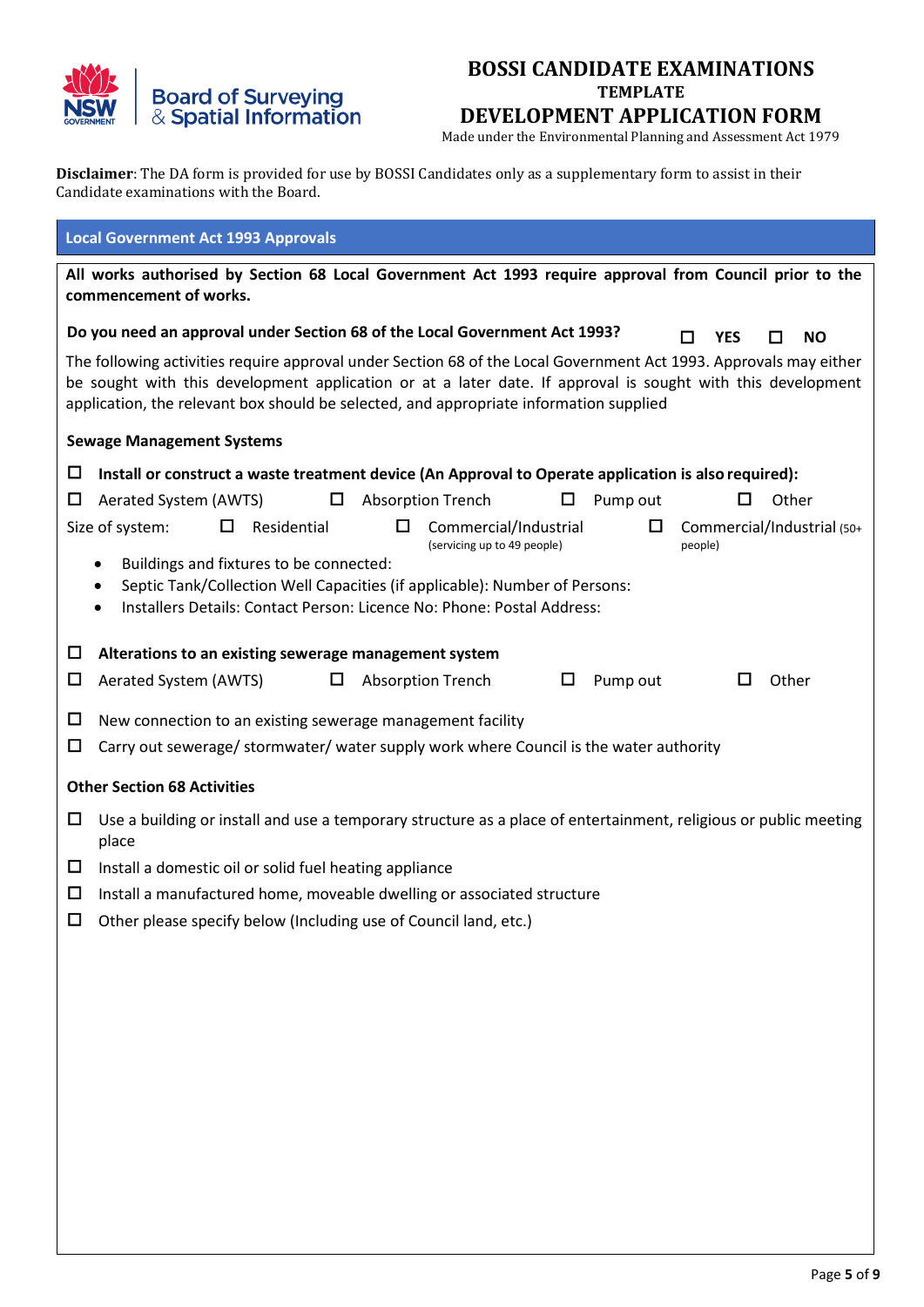**BOSSI CANDIDATE EXAMINATIONS**
**TEMPLATE**
**DEVELOPMENT APPLICATION FORM**
Made under the Environmental Planning and Assessment Act 1979

**Disclaimer**: The DA form is provided for use by BOSSI Candidates only as a supplementary form to assist in their Candidate examinations with the Board.

## Local Government Act 1993 Approvals

**All works authorised by Section 68 Local Government Act 1993 require approval from Council prior to the commencement of works.**

**Do you need an approval under Section 68 of the Local Government Act 1993?** ☐ **YES** ☐ **NO**

The following activities require approval under Section 68 of the Local Government Act 1993. Approvals may either be sought with this development application or at a later date. If approval is sought with this development application, the relevant box should be selected, and appropriate information supplied

### Sewage Management Systems

☐ **Install or construct a waste treatment device (An Approval to Operate application is also required):**

☐ Aerated System (AWTS) ☐ Absorption Trench ☐ Pump out ☐ Other

Size of system: ☐ Residential ☐ Commercial/Industrial (servicing up to 49 people) ☐ Commercial/Industrial (50+ people)

- Buildings and fixtures to be connected:
- Septic Tank/Collection Well Capacities (if applicable): Number of Persons:
- Installers Details: Contact Person: Licence No: Phone: Postal Address:

☐ **Alterations to an existing sewerage management system**

☐ Aerated System (AWTS) ☐ Absorption Trench ☐ Pump out ☐ Other

☐ New connection to an existing sewerage management facility

☐ Carry out sewerage/ stormwater/ water supply work where Council is the water authority

### Other Section 68 Activities

☐ Use a building or install and use a temporary structure as a place of entertainment, religious or public meeting place

☐ Install a domestic oil or solid fuel heating appliance

☐ Install a manufactured home, moveable dwelling or associated structure

☐ Other please specify below (Including use of Council land, etc.)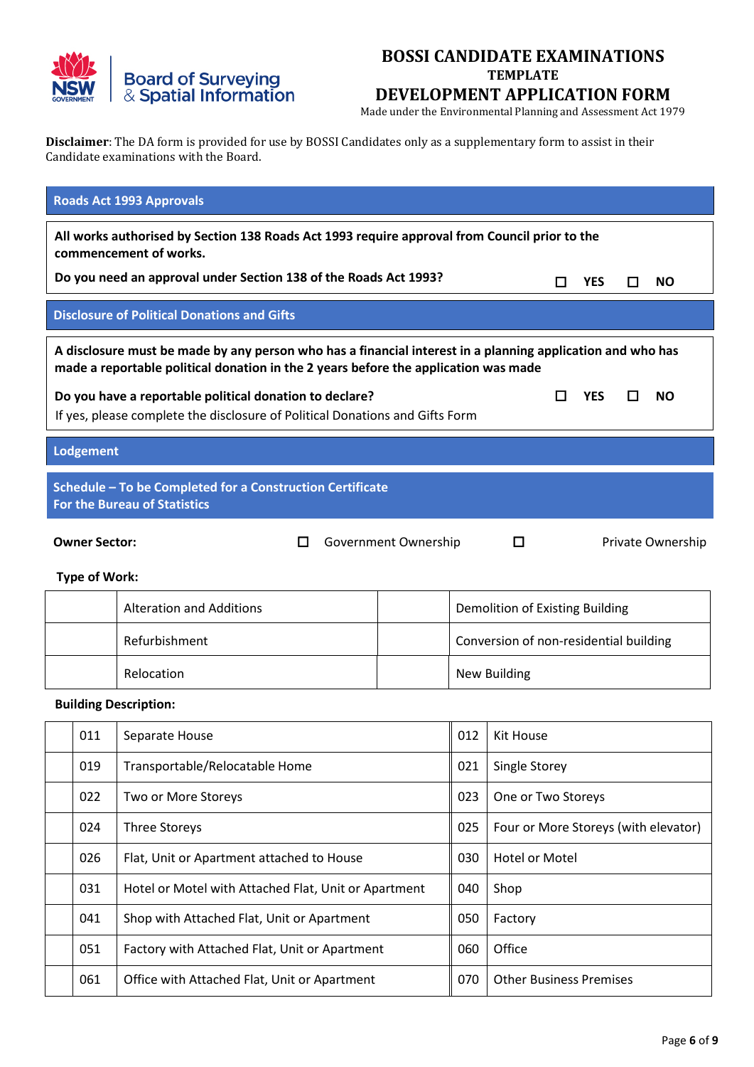# BOSSI CANDIDATE EXAMINATIONS

### TEMPLATE

## DEVELOPMENT APPLICATION FORM

Made under the Environmental Planning and Assessment Act 1979

**Disclaimer**: The DA form is provided for use by BOSSI Candidates only as a supplementary form to assist in their Candidate examinations with the Board.

## Roads Act 1993 Approvals

**All works authorised by Section 138 Roads Act 1993 require approval from Council prior to the commencement of works.**

**Do you need an approval under Section 138 of the Roads Act 1993?** ☐ **YES** ☐ **NO**

## Disclosure of Political Donations and Gifts

**A disclosure must be made by any person who has a financial interest in a planning application and who has made a reportable political donation in the 2 years before the application was made**

**Do you have a reportable political donation to declare?** ☐ **YES** ☐ **NO**

If yes, please complete the disclosure of Political Donations and Gifts Form

## Lodgement

## Schedule – To be Completed for a Construction Certificate For the Bureau of Statistics

**Owner Sector:** ☐ Government Ownership ☐ Private Ownership

**Type of Work:**

| | | | |
|---|---|---|---|
| | Alteration and Additions | | Demolition of Existing Building |
| | Refurbishment | | Conversion of non-residential building |
| | Relocation | | New Building |

**Building Description:**

| | | | | |
|---|---|---|---|---|
| | 011 | Separate House | 012 | Kit House |
| | 019 | Transportable/Relocatable Home | 021 | Single Storey |
| | 022 | Two or More Storeys | 023 | One or Two Storeys |
| | 024 | Three Storeys | 025 | Four or More Storeys (with elevator) |
| | 026 | Flat, Unit or Apartment attached to House | 030 | Hotel or Motel |
| | 031 | Hotel or Motel with Attached Flat, Unit or Apartment | 040 | Shop |
| | 041 | Shop with Attached Flat, Unit or Apartment | 050 | Factory |
| | 051 | Factory with Attached Flat, Unit or Apartment | 060 | Office |
| | 061 | Office with Attached Flat, Unit or Apartment | 070 | Other Business Premises |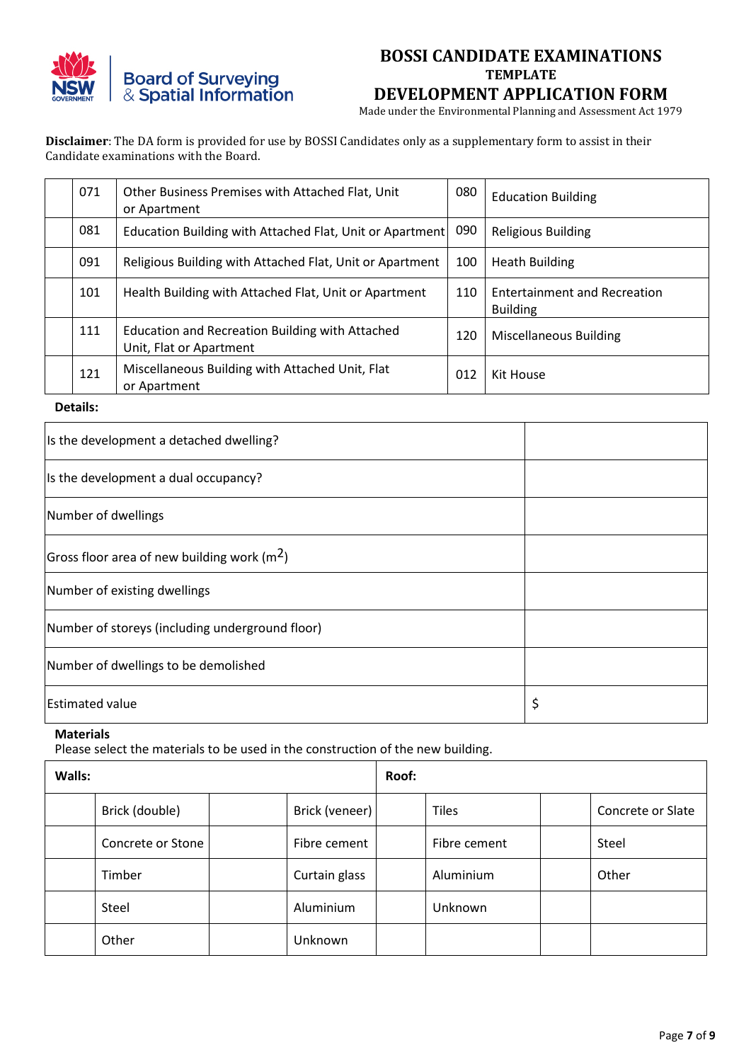# BOSSI CANDIDATE EXAMINATIONS

### TEMPLATE

## DEVELOPMENT APPLICATION FORM

Made under the Environmental Planning and Assessment Act 1979

**Disclaimer**: The DA form is provided for use by BOSSI Candidates only as a supplementary form to assist in their Candidate examinations with the Board.

| | | | | |
|---|---|---|---|---|
| | 071 | Other Business Premises with Attached Flat, Unit or Apartment | 080 | Education Building |
| | 081 | Education Building with Attached Flat, Unit or Apartment | 090 | Religious Building |
| | 091 | Religious Building with Attached Flat, Unit or Apartment | 100 | Heath Building |
| | 101 | Health Building with Attached Flat, Unit or Apartment | 110 | Entertainment and Recreation Building |
| | 111 | Education and Recreation Building with Attached Unit, Flat or Apartment | 120 | Miscellaneous Building |
| | 121 | Miscellaneous Building with Attached Unit, Flat or Apartment | 012 | Kit House |

**Details:**

| | |
|---|---|
| Is the development a detached dwelling? | |
| Is the development a dual occupancy? | |
| Number of dwellings | |
| Gross floor area of new building work ($m^2$) | |
| Number of existing dwellings | |
| Number of storeys (including underground floor) | |
| Number of dwellings to be demolished | |
| Estimated value | $ |

**Materials**

Please select the materials to be used in the construction of the new building.

| **Walls:** | | | | **Roof:** | | | |
|---|---|---|---|---|---|---|---|
| | Brick (double) | | Brick (veneer) | | Tiles | | Concrete or Slate |
| | Concrete or Stone | | Fibre cement | | Fibre cement | | Steel |
| | Timber | | Curtain glass | | Aluminium | | Other |
| | Steel | | Aluminium | | Unknown | | |
| | Other | | Unknown | | | | |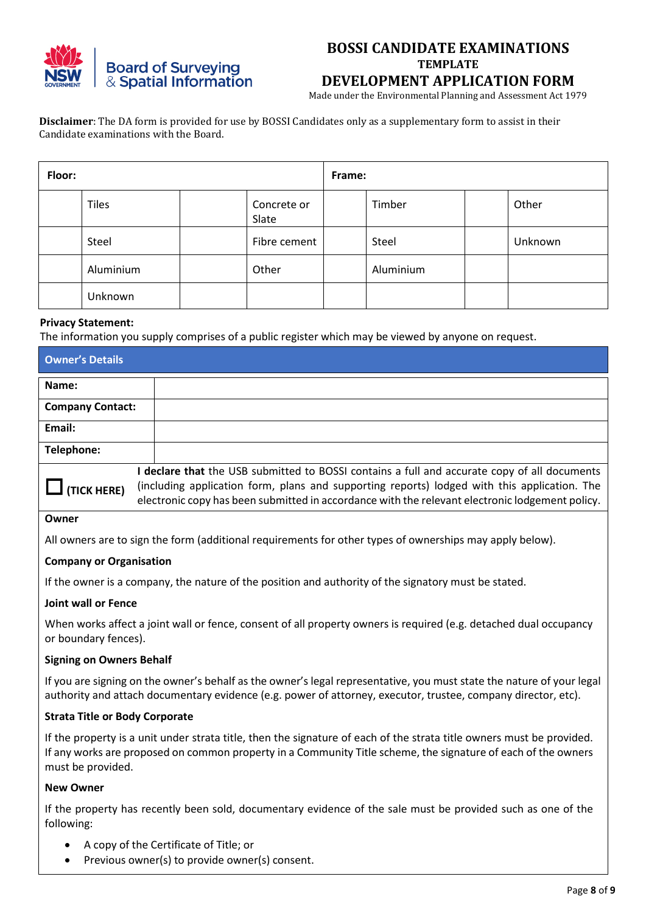# BOSSI CANDIDATE EXAMINATIONS

## TEMPLATE

## DEVELOPMENT APPLICATION FORM

Made under the Environmental Planning and Assessment Act 1979

**Disclaimer**: The DA form is provided for use by BOSSI Candidates only as a supplementary form to assist in their Candidate examinations with the Board.

| **Floor:** | | | | **Frame:** | | | |
|---|---|---|---|---|---|---|---|
| | Tiles | | Concrete or Slate | | Timber | | Other |
| | Steel | | Fibre cement | | Steel | | Unknown |
| | Aluminium | | Other | | Aluminium | | |
| | Unknown | | | | | | |

**Privacy Statement:**
The information you supply comprises of a public register which may be viewed by anyone on request.

### Owner's Details

| | |
|---|---|
| **Name:** | |
| **Company Contact:** | |
| **Email:** | |
| **Telephone:** | |

☐ **(TICK HERE)** **I declare that** the USB submitted to BOSSI contains a full and accurate copy of all documents (including application form, plans and supporting reports) lodged with this application. The electronic copy has been submitted in accordance with the relevant electronic lodgement policy.

**Owner**

All owners are to sign the form (additional requirements for other types of ownerships may apply below).

**Company or Organisation**

If the owner is a company, the nature of the position and authority of the signatory must be stated.

**Joint wall or Fence**

When works affect a joint wall or fence, consent of all property owners is required (e.g. detached dual occupancy or boundary fences).

**Signing on Owners Behalf**

If you are signing on the owner's behalf as the owner's legal representative, you must state the nature of your legal authority and attach documentary evidence (e.g. power of attorney, executor, trustee, company director, etc).

**Strata Title or Body Corporate**

If the property is a unit under strata title, then the signature of each of the strata title owners must be provided. If any works are proposed on common property in a Community Title scheme, the signature of each of the owners must be provided.

**New Owner**

If the property has recently been sold, documentary evidence of the sale must be provided such as one of the following:

- A copy of the Certificate of Title; or
- Previous owner(s) to provide owner(s) consent.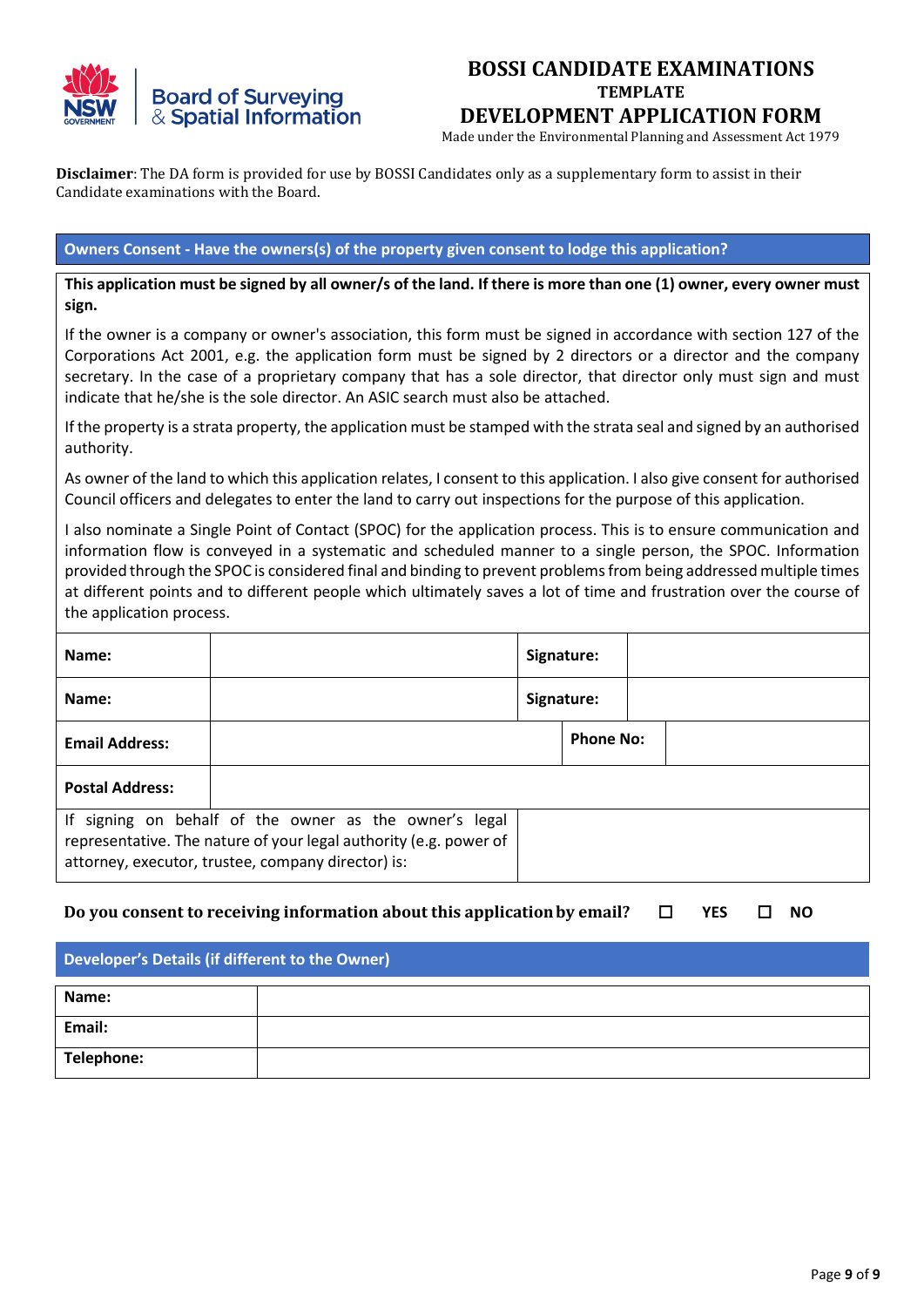# BOSSI CANDIDATE EXAMINATIONS

## TEMPLATE

# DEVELOPMENT APPLICATION FORM

Made under the Environmental Planning and Assessment Act 1979

**Disclaimer**: The DA form is provided for use by BOSSI Candidates only as a supplementary form to assist in their Candidate examinations with the Board.

## Owners Consent - Have the owners(s) of the property given consent to lodge this application?

**This application must be signed by all owner/s of the land. If there is more than one (1) owner, every owner must sign.**

If the owner is a company or owner's association, this form must be signed in accordance with section 127 of the Corporations Act 2001, e.g. the application form must be signed by 2 directors or a director and the company secretary. In the case of a proprietary company that has a sole director, that director only must sign and must indicate that he/she is the sole director. An ASIC search must also be attached.

If the property is a strata property, the application must be stamped with the strata seal and signed by an authorised authority.

As owner of the land to which this application relates, I consent to this application. I also give consent for authorised Council officers and delegates to enter the land to carry out inspections for the purpose of this application.

I also nominate a Single Point of Contact (SPOC) for the application process. This is to ensure communication and information flow is conveyed in a systematic and scheduled manner to a single person, the SPOC. Information provided through the SPOC is considered final and binding to prevent problems from being addressed multiple times at different points and to different people which ultimately saves a lot of time and frustration over the course of the application process.

| | | | |
|---|---|---|---|
| **Name:** | | **Signature:** | |
| **Name:** | | **Signature:** | |
| **Email Address:** | | **Phone No:** | |
| **Postal Address:** | | | |
| If signing on behalf of the owner as the owner's legal representative. The nature of your legal authority (e.g. power of attorney, executor, trustee, company director) is: | | | |

**Do you consent to receiving information about this application by email?** ☐ **YES** ☐ **NO**

## Developer's Details (if different to the Owner)

| | |
|---|---|
| **Name:** | |
| **Email:** | |
| **Telephone:** | |